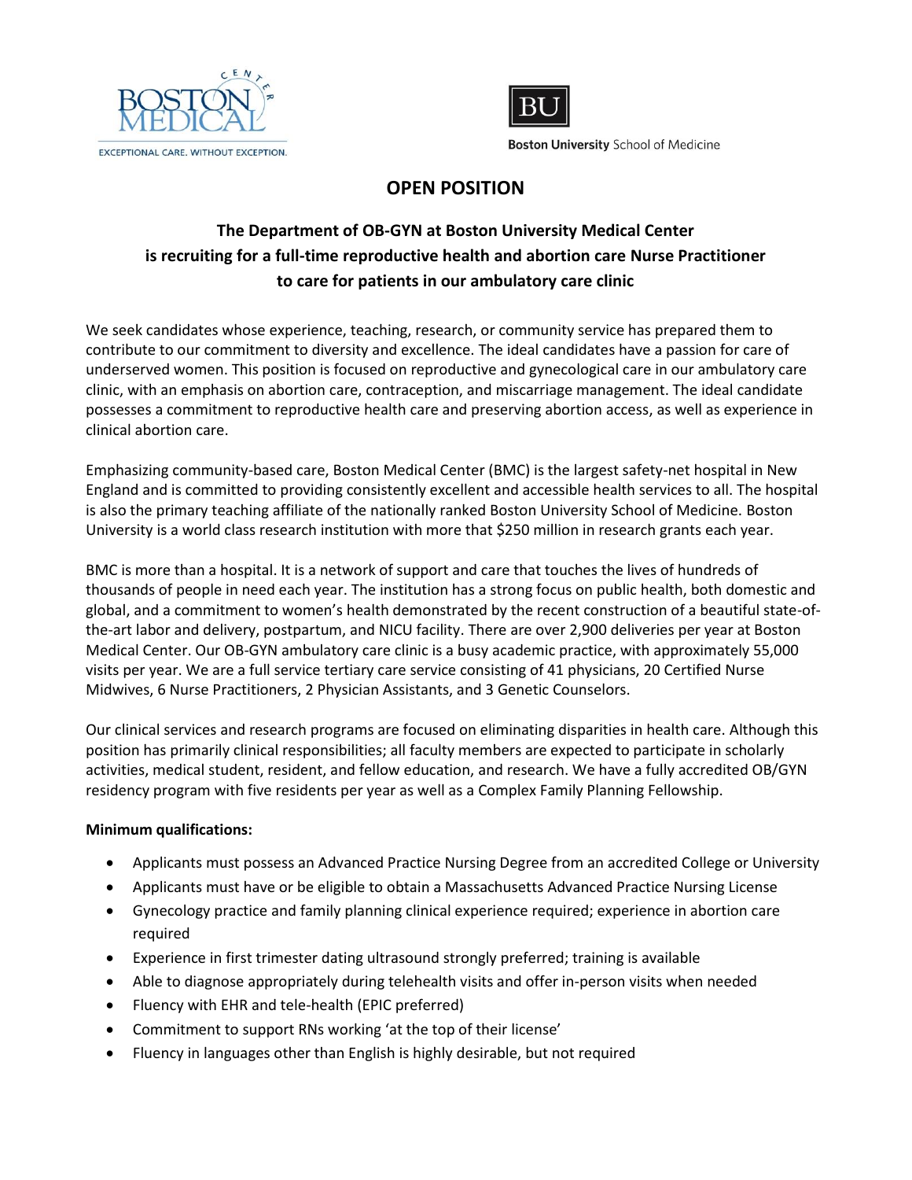BOSTON MEDICAL CENTER
EXCEPTIONAL CARE. WITHOUT EXCEPTION.

BU
**Boston University** School of Medicine

# OPEN POSITION

## The Department of OB-GYN at Boston University Medical Center is recruiting for a full-time reproductive health and abortion care Nurse Practitioner to care for patients in our ambulatory care clinic

We seek candidates whose experience, teaching, research, or community service has prepared them to contribute to our commitment to diversity and excellence. The ideal candidates have a passion for care of underserved women. This position is focused on reproductive and gynecological care in our ambulatory care clinic, with an emphasis on abortion care, contraception, and miscarriage management. The ideal candidate possesses a commitment to reproductive health care and preserving abortion access, as well as experience in clinical abortion care.

Emphasizing community-based care, Boston Medical Center (BMC) is the largest safety-net hospital in New England and is committed to providing consistently excellent and accessible health services to all. The hospital is also the primary teaching affiliate of the nationally ranked Boston University School of Medicine. Boston University is a world class research institution with more that $250 million in research grants each year.

BMC is more than a hospital. It is a network of support and care that touches the lives of hundreds of thousands of people in need each year. The institution has a strong focus on public health, both domestic and global, and a commitment to women's health demonstrated by the recent construction of a beautiful state-of-the-art labor and delivery, postpartum, and NICU facility. There are over 2,900 deliveries per year at Boston Medical Center. Our OB-GYN ambulatory care clinic is a busy academic practice, with approximately 55,000 visits per year. We are a full service tertiary care service consisting of 41 physicians, 20 Certified Nurse Midwives, 6 Nurse Practitioners, 2 Physician Assistants, and 3 Genetic Counselors.

Our clinical services and research programs are focused on eliminating disparities in health care. Although this position has primarily clinical responsibilities; all faculty members are expected to participate in scholarly activities, medical student, resident, and fellow education, and research. We have a fully accredited OB/GYN residency program with five residents per year as well as a Complex Family Planning Fellowship.

**Minimum qualifications:**

- Applicants must possess an Advanced Practice Nursing Degree from an accredited College or University
- Applicants must have or be eligible to obtain a Massachusetts Advanced Practice Nursing License
- Gynecology practice and family planning clinical experience required; experience in abortion care required
- Experience in first trimester dating ultrasound strongly preferred; training is available
- Able to diagnose appropriately during telehealth visits and offer in-person visits when needed
- Fluency with EHR and tele-health (EPIC preferred)
- Commitment to support RNs working 'at the top of their license'
- Fluency in languages other than English is highly desirable, but not required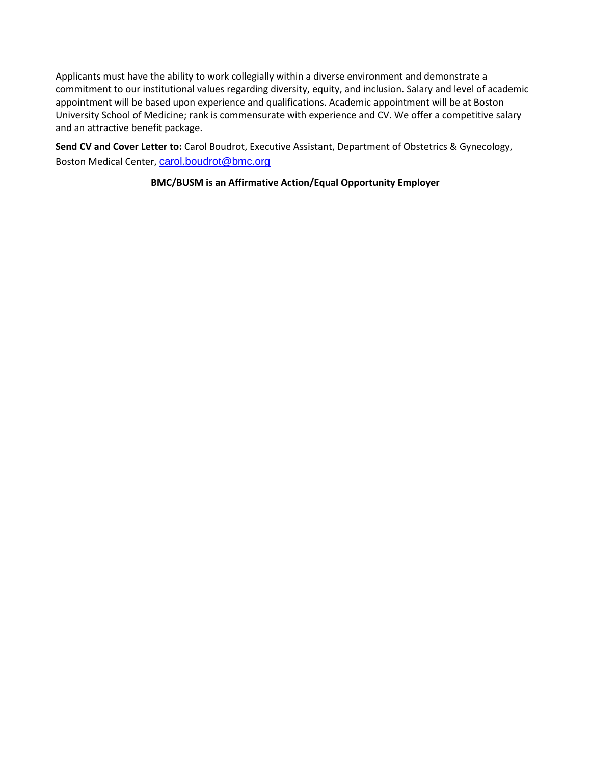Applicants must have the ability to work collegially within a diverse environment and demonstrate a commitment to our institutional values regarding diversity, equity, and inclusion. Salary and level of academic appointment will be based upon experience and qualifications. Academic appointment will be at Boston University School of Medicine; rank is commensurate with experience and CV. We offer a competitive salary and an attractive benefit package.

**Send CV and Cover Letter to:** Carol Boudrot, Executive Assistant, Department of Obstetrics & Gynecology, Boston Medical Center, carol.boudrot@bmc.org

**BMC/BUSM is an Affirmative Action/Equal Opportunity Employer**